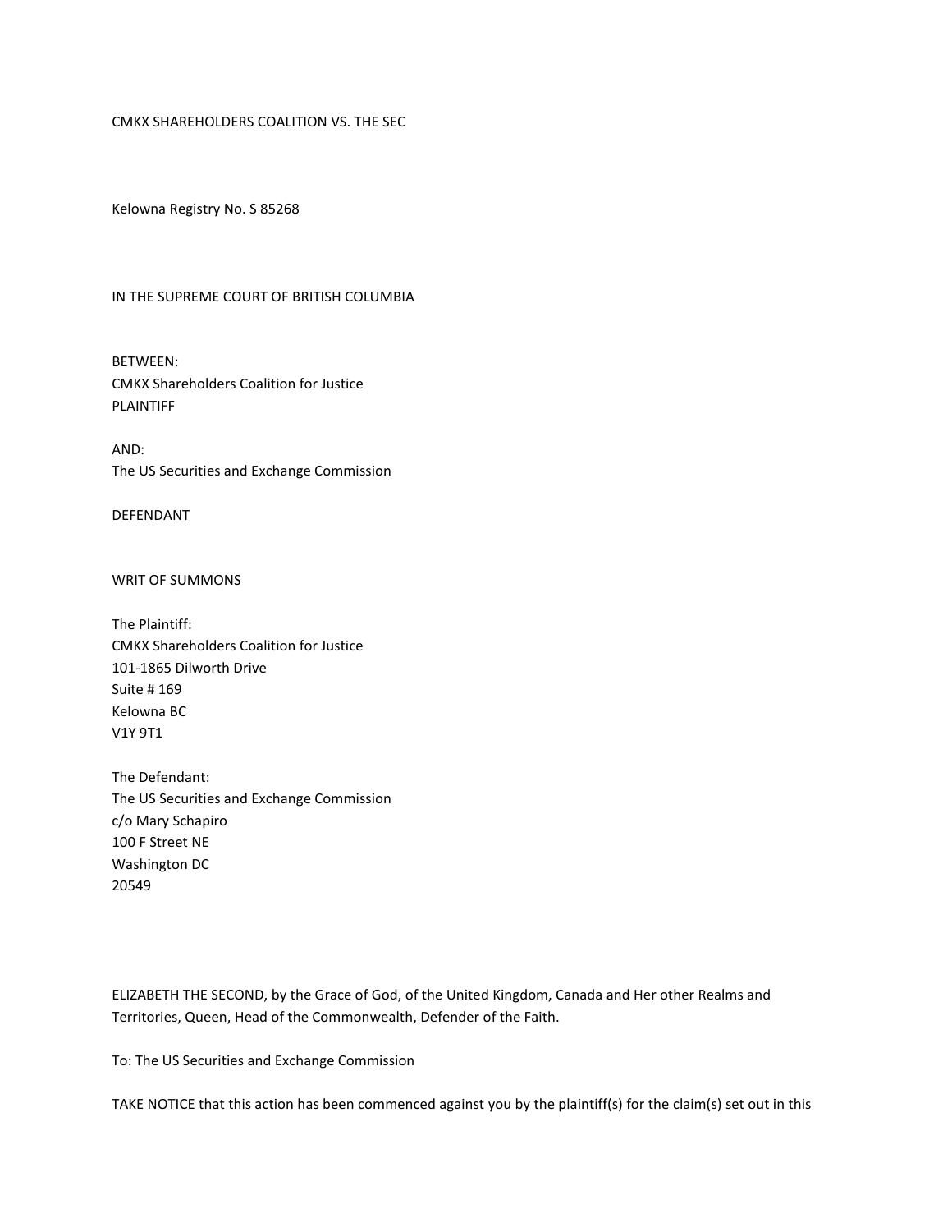CMKX SHAREHOLDERS COALITION VS. THE SEC

Kelowna Registry No. S 85268

IN THE SUPREME COURT OF BRITISH COLUMBIA

BETWEEN:
CMKX Shareholders Coalition for Justice
PLAINTIFF

AND:
The US Securities and Exchange Commission

DEFENDANT

WRIT OF SUMMONS

The Plaintiff:
CMKX Shareholders Coalition for Justice
101-1865 Dilworth Drive
Suite # 169
Kelowna BC
V1Y 9T1

The Defendant:
The US Securities and Exchange Commission
c/o Mary Schapiro
100 F Street NE
Washington DC
20549

ELIZABETH THE SECOND, by the Grace of God, of the United Kingdom, Canada and Her other Realms and Territories, Queen, Head of the Commonwealth, Defender of the Faith.

To: The US Securities and Exchange Commission

TAKE NOTICE that this action has been commenced against you by the plaintiff(s) for the claim(s) set out in this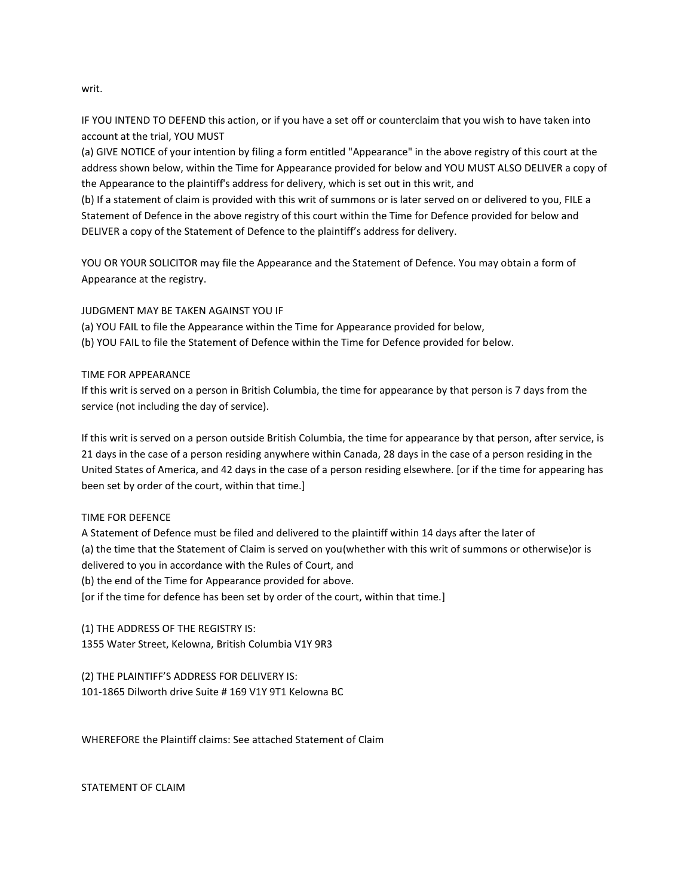writ.

IF YOU INTEND TO DEFEND this action, or if you have a set off or counterclaim that you wish to have taken into account at the trial, YOU MUST

(a) GIVE NOTICE of your intention by filing a form entitled "Appearance" in the above registry of this court at the address shown below, within the Time for Appearance provided for below and YOU MUST ALSO DELIVER a copy of the Appearance to the plaintiff's address for delivery, which is set out in this writ, and

(b) If a statement of claim is provided with this writ of summons or is later served on or delivered to you, FILE a Statement of Defence in the above registry of this court within the Time for Defence provided for below and DELIVER a copy of the Statement of Defence to the plaintiff's address for delivery.

YOU OR YOUR SOLICITOR may file the Appearance and the Statement of Defence. You may obtain a form of Appearance at the registry.

JUDGMENT MAY BE TAKEN AGAINST YOU IF

(a) YOU FAIL to file the Appearance within the Time for Appearance provided for below,

(b) YOU FAIL to file the Statement of Defence within the Time for Defence provided for below.

TIME FOR APPEARANCE

If this writ is served on a person in British Columbia, the time for appearance by that person is 7 days from the service (not including the day of service).

If this writ is served on a person outside British Columbia, the time for appearance by that person, after service, is 21 days in the case of a person residing anywhere within Canada, 28 days in the case of a person residing in the United States of America, and 42 days in the case of a person residing elsewhere. [or if the time for appearing has been set by order of the court, within that time.]

TIME FOR DEFENCE

A Statement of Defence must be filed and delivered to the plaintiff within 14 days after the later of

(a) the time that the Statement of Claim is served on you(whether with this writ of summons or otherwise)or is delivered to you in accordance with the Rules of Court, and

(b) the end of the Time for Appearance provided for above.

[or if the time for defence has been set by order of the court, within that time.]

(1) THE ADDRESS OF THE REGISTRY IS:
1355 Water Street, Kelowna, British Columbia V1Y 9R3

(2) THE PLAINTIFF'S ADDRESS FOR DELIVERY IS:
101-1865 Dilworth drive Suite # 169 V1Y 9T1 Kelowna BC

WHEREFORE the Plaintiff claims: See attached Statement of Claim

STATEMENT OF CLAIM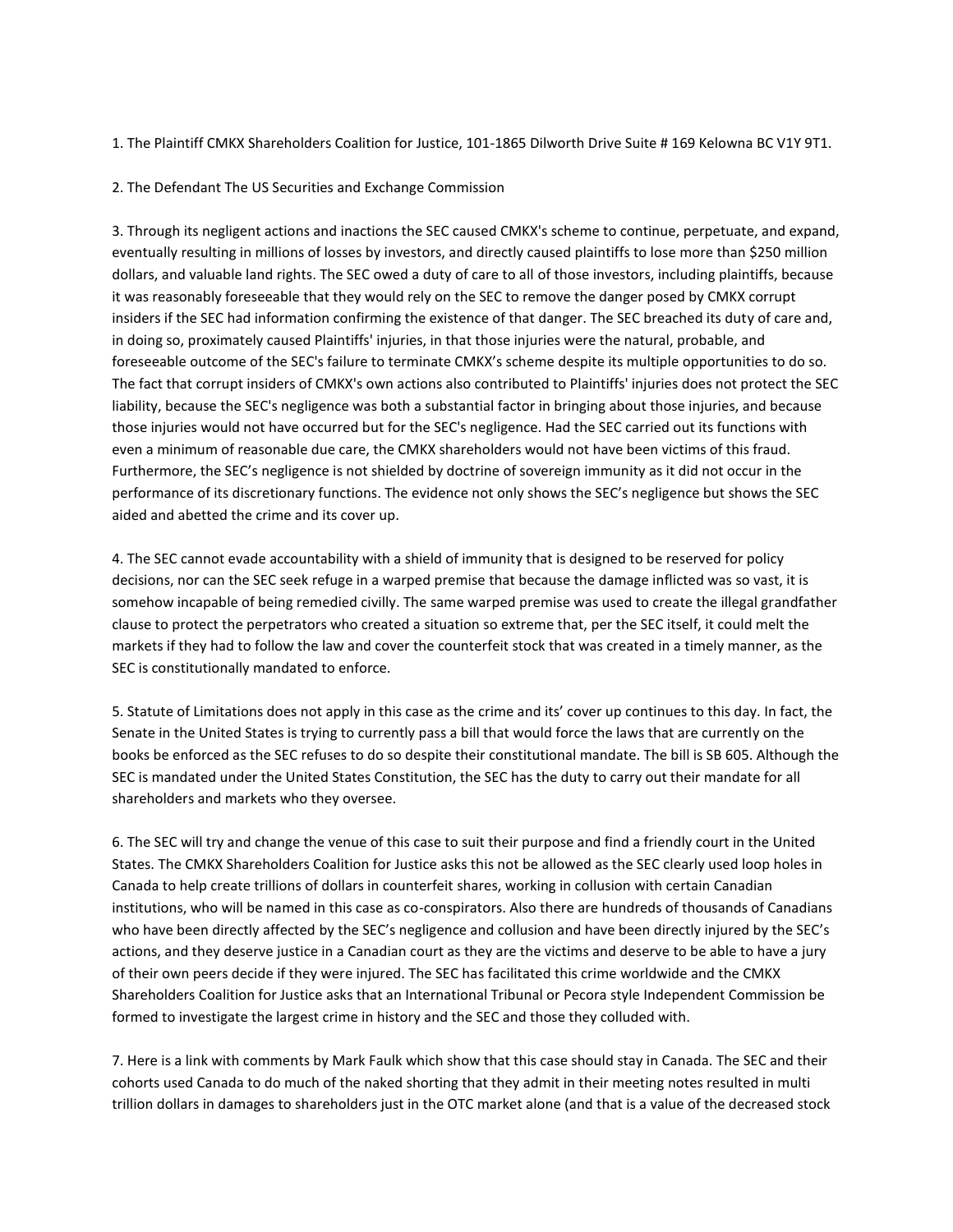1. The Plaintiff CMKX Shareholders Coalition for Justice, 101-1865 Dilworth Drive Suite # 169 Kelowna BC V1Y 9T1.

2. The Defendant The US Securities and Exchange Commission

3. Through its negligent actions and inactions the SEC caused CMKX's scheme to continue, perpetuate, and expand, eventually resulting in millions of losses by investors, and directly caused plaintiffs to lose more than $250 million dollars, and valuable land rights. The SEC owed a duty of care to all of those investors, including plaintiffs, because it was reasonably foreseeable that they would rely on the SEC to remove the danger posed by CMKX corrupt insiders if the SEC had information confirming the existence of that danger. The SEC breached its duty of care and, in doing so, proximately caused Plaintiffs' injuries, in that those injuries were the natural, probable, and foreseeable outcome of the SEC's failure to terminate CMKX's scheme despite its multiple opportunities to do so. The fact that corrupt insiders of CMKX's own actions also contributed to Plaintiffs' injuries does not protect the SEC liability, because the SEC's negligence was both a substantial factor in bringing about those injuries, and because those injuries would not have occurred but for the SEC's negligence. Had the SEC carried out its functions with even a minimum of reasonable due care, the CMKX shareholders would not have been victims of this fraud. Furthermore, the SEC's negligence is not shielded by doctrine of sovereign immunity as it did not occur in the performance of its discretionary functions. The evidence not only shows the SEC's negligence but shows the SEC aided and abetted the crime and its cover up.

4. The SEC cannot evade accountability with a shield of immunity that is designed to be reserved for policy decisions, nor can the SEC seek refuge in a warped premise that because the damage inflicted was so vast, it is somehow incapable of being remedied civilly. The same warped premise was used to create the illegal grandfather clause to protect the perpetrators who created a situation so extreme that, per the SEC itself, it could melt the markets if they had to follow the law and cover the counterfeit stock that was created in a timely manner, as the SEC is constitutionally mandated to enforce.

5. Statute of Limitations does not apply in this case as the crime and its' cover up continues to this day. In fact, the Senate in the United States is trying to currently pass a bill that would force the laws that are currently on the books be enforced as the SEC refuses to do so despite their constitutional mandate. The bill is SB 605. Although the SEC is mandated under the United States Constitution, the SEC has the duty to carry out their mandate for all shareholders and markets who they oversee.

6. The SEC will try and change the venue of this case to suit their purpose and find a friendly court in the United States. The CMKX Shareholders Coalition for Justice asks this not be allowed as the SEC clearly used loop holes in Canada to help create trillions of dollars in counterfeit shares, working in collusion with certain Canadian institutions, who will be named in this case as co-conspirators. Also there are hundreds of thousands of Canadians who have been directly affected by the SEC's negligence and collusion and have been directly injured by the SEC's actions, and they deserve justice in a Canadian court as they are the victims and deserve to be able to have a jury of their own peers decide if they were injured. The SEC has facilitated this crime worldwide and the CMKX Shareholders Coalition for Justice asks that an International Tribunal or Pecora style Independent Commission be formed to investigate the largest crime in history and the SEC and those they colluded with.

7. Here is a link with comments by Mark Faulk which show that this case should stay in Canada. The SEC and their cohorts used Canada to do much of the naked shorting that they admit in their meeting notes resulted in multi trillion dollars in damages to shareholders just in the OTC market alone (and that is a value of the decreased stock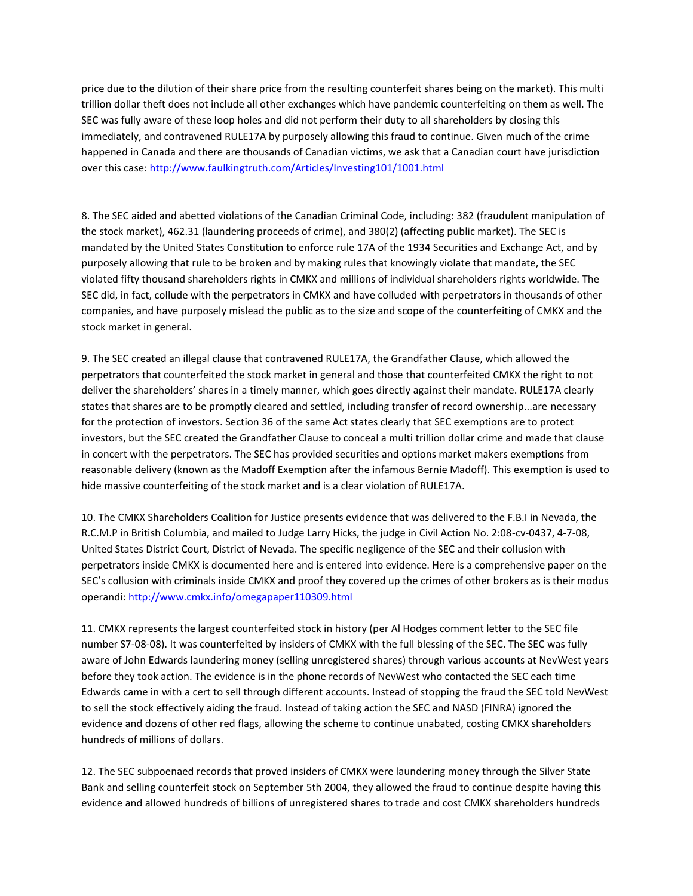price due to the dilution of their share price from the resulting counterfeit shares being on the market). This multi trillion dollar theft does not include all other exchanges which have pandemic counterfeiting on them as well. The SEC was fully aware of these loop holes and did not perform their duty to all shareholders by closing this immediately, and contravened RULE17A by purposely allowing this fraud to continue. Given much of the crime happened in Canada and there are thousands of Canadian victims, we ask that a Canadian court have jurisdiction over this case: http://www.faulkingtruth.com/Articles/Investing101/1001.html

8. The SEC aided and abetted violations of the Canadian Criminal Code, including: 382 (fraudulent manipulation of the stock market), 462.31 (laundering proceeds of crime), and 380(2) (affecting public market). The SEC is mandated by the United States Constitution to enforce rule 17A of the 1934 Securities and Exchange Act, and by purposely allowing that rule to be broken and by making rules that knowingly violate that mandate, the SEC violated fifty thousand shareholders rights in CMKX and millions of individual shareholders rights worldwide. The SEC did, in fact, collude with the perpetrators in CMKX and have colluded with perpetrators in thousands of other companies, and have purposely mislead the public as to the size and scope of the counterfeiting of CMKX and the stock market in general.

9. The SEC created an illegal clause that contravened RULE17A, the Grandfather Clause, which allowed the perpetrators that counterfeited the stock market in general and those that counterfeited CMKX the right to not deliver the shareholders' shares in a timely manner, which goes directly against their mandate. RULE17A clearly states that shares are to be promptly cleared and settled, including transfer of record ownership...are necessary for the protection of investors. Section 36 of the same Act states clearly that SEC exemptions are to protect investors, but the SEC created the Grandfather Clause to conceal a multi trillion dollar crime and made that clause in concert with the perpetrators. The SEC has provided securities and options market makers exemptions from reasonable delivery (known as the Madoff Exemption after the infamous Bernie Madoff). This exemption is used to hide massive counterfeiting of the stock market and is a clear violation of RULE17A.

10. The CMKX Shareholders Coalition for Justice presents evidence that was delivered to the F.B.I in Nevada, the R.C.M.P in British Columbia, and mailed to Judge Larry Hicks, the judge in Civil Action No. 2:08-cv-0437, 4-7-08, United States District Court, District of Nevada. The specific negligence of the SEC and their collusion with perpetrators inside CMKX is documented here and is entered into evidence. Here is a comprehensive paper on the SEC's collusion with criminals inside CMKX and proof they covered up the crimes of other brokers as is their modus operandi: http://www.cmkx.info/omegapaper110309.html

11. CMKX represents the largest counterfeited stock in history (per Al Hodges comment letter to the SEC file number S7-08-08). It was counterfeited by insiders of CMKX with the full blessing of the SEC. The SEC was fully aware of John Edwards laundering money (selling unregistered shares) through various accounts at NevWest years before they took action. The evidence is in the phone records of NevWest who contacted the SEC each time Edwards came in with a cert to sell through different accounts. Instead of stopping the fraud the SEC told NevWest to sell the stock effectively aiding the fraud. Instead of taking action the SEC and NASD (FINRA) ignored the evidence and dozens of other red flags, allowing the scheme to continue unabated, costing CMKX shareholders hundreds of millions of dollars.

12. The SEC subpoenaed records that proved insiders of CMKX were laundering money through the Silver State Bank and selling counterfeit stock on September 5th 2004, they allowed the fraud to continue despite having this evidence and allowed hundreds of billions of unregistered shares to trade and cost CMKX shareholders hundreds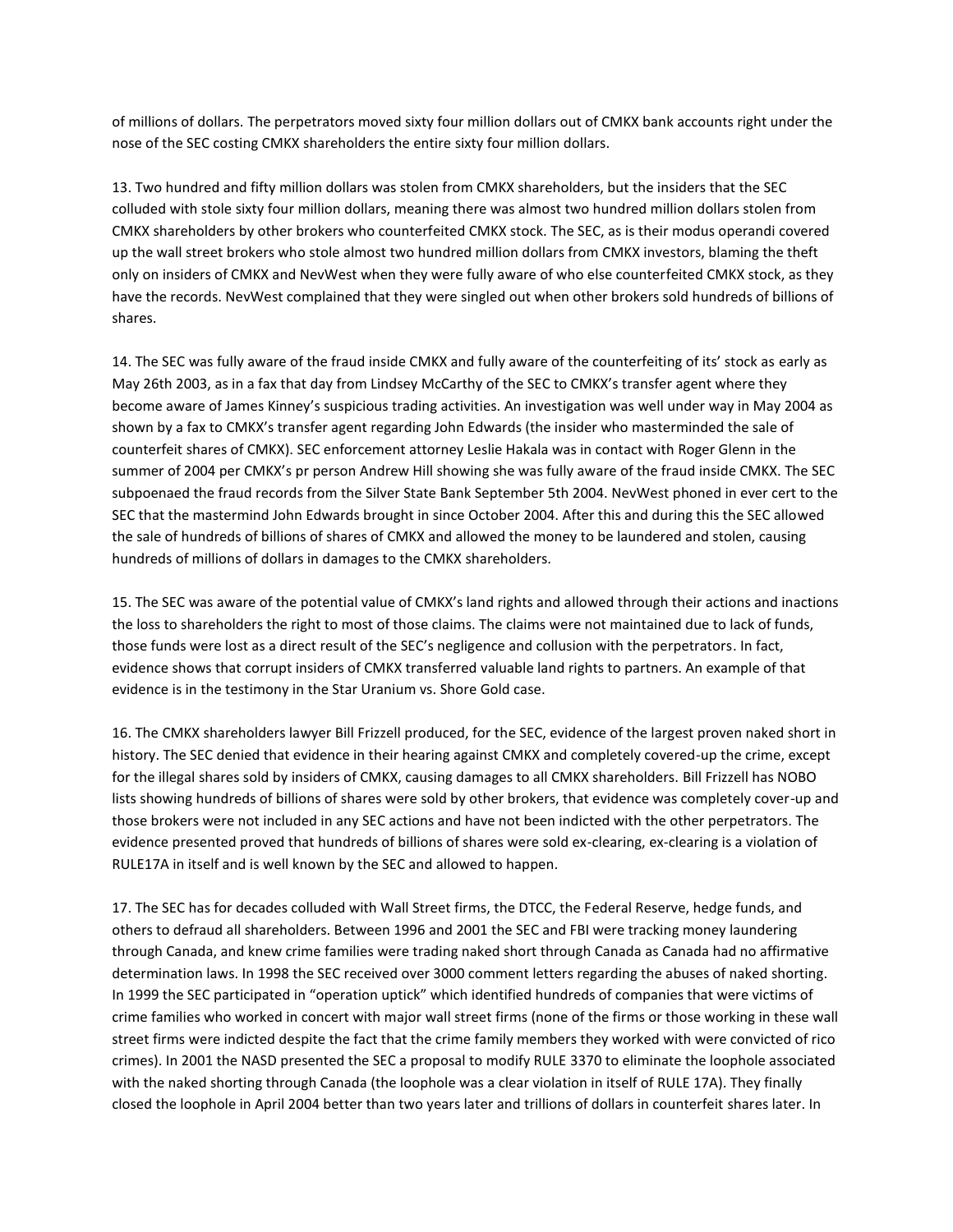of millions of dollars. The perpetrators moved sixty four million dollars out of CMKX bank accounts right under the nose of the SEC costing CMKX shareholders the entire sixty four million dollars.

13. Two hundred and fifty million dollars was stolen from CMKX shareholders, but the insiders that the SEC colluded with stole sixty four million dollars, meaning there was almost two hundred million dollars stolen from CMKX shareholders by other brokers who counterfeited CMKX stock. The SEC, as is their modus operandi covered up the wall street brokers who stole almost two hundred million dollars from CMKX investors, blaming the theft only on insiders of CMKX and NevWest when they were fully aware of who else counterfeited CMKX stock, as they have the records. NevWest complained that they were singled out when other brokers sold hundreds of billions of shares.

14. The SEC was fully aware of the fraud inside CMKX and fully aware of the counterfeiting of its' stock as early as May 26th 2003, as in a fax that day from Lindsey McCarthy of the SEC to CMKX's transfer agent where they become aware of James Kinney's suspicious trading activities. An investigation was well under way in May 2004 as shown by a fax to CMKX's transfer agent regarding John Edwards (the insider who masterminded the sale of counterfeit shares of CMKX). SEC enforcement attorney Leslie Hakala was in contact with Roger Glenn in the summer of 2004 per CMKX's pr person Andrew Hill showing she was fully aware of the fraud inside CMKX. The SEC subpoenaed the fraud records from the Silver State Bank September 5th 2004. NevWest phoned in ever cert to the SEC that the mastermind John Edwards brought in since October 2004. After this and during this the SEC allowed the sale of hundreds of billions of shares of CMKX and allowed the money to be laundered and stolen, causing hundreds of millions of dollars in damages to the CMKX shareholders.

15. The SEC was aware of the potential value of CMKX's land rights and allowed through their actions and inactions the loss to shareholders the right to most of those claims. The claims were not maintained due to lack of funds, those funds were lost as a direct result of the SEC's negligence and collusion with the perpetrators. In fact, evidence shows that corrupt insiders of CMKX transferred valuable land rights to partners. An example of that evidence is in the testimony in the Star Uranium vs. Shore Gold case.

16. The CMKX shareholders lawyer Bill Frizzell produced, for the SEC, evidence of the largest proven naked short in history. The SEC denied that evidence in their hearing against CMKX and completely covered-up the crime, except for the illegal shares sold by insiders of CMKX, causing damages to all CMKX shareholders. Bill Frizzell has NOBO lists showing hundreds of billions of shares were sold by other brokers, that evidence was completely cover-up and those brokers were not included in any SEC actions and have not been indicted with the other perpetrators. The evidence presented proved that hundreds of billions of shares were sold ex-clearing, ex-clearing is a violation of RULE17A in itself and is well known by the SEC and allowed to happen.

17. The SEC has for decades colluded with Wall Street firms, the DTCC, the Federal Reserve, hedge funds, and others to defraud all shareholders. Between 1996 and 2001 the SEC and FBI were tracking money laundering through Canada, and knew crime families were trading naked short through Canada as Canada had no affirmative determination laws. In 1998 the SEC received over 3000 comment letters regarding the abuses of naked shorting. In 1999 the SEC participated in "operation uptick" which identified hundreds of companies that were victims of crime families who worked in concert with major wall street firms (none of the firms or those working in these wall street firms were indicted despite the fact that the crime family members they worked with were convicted of rico crimes). In 2001 the NASD presented the SEC a proposal to modify RULE 3370 to eliminate the loophole associated with the naked shorting through Canada (the loophole was a clear violation in itself of RULE 17A). They finally closed the loophole in April 2004 better than two years later and trillions of dollars in counterfeit shares later. In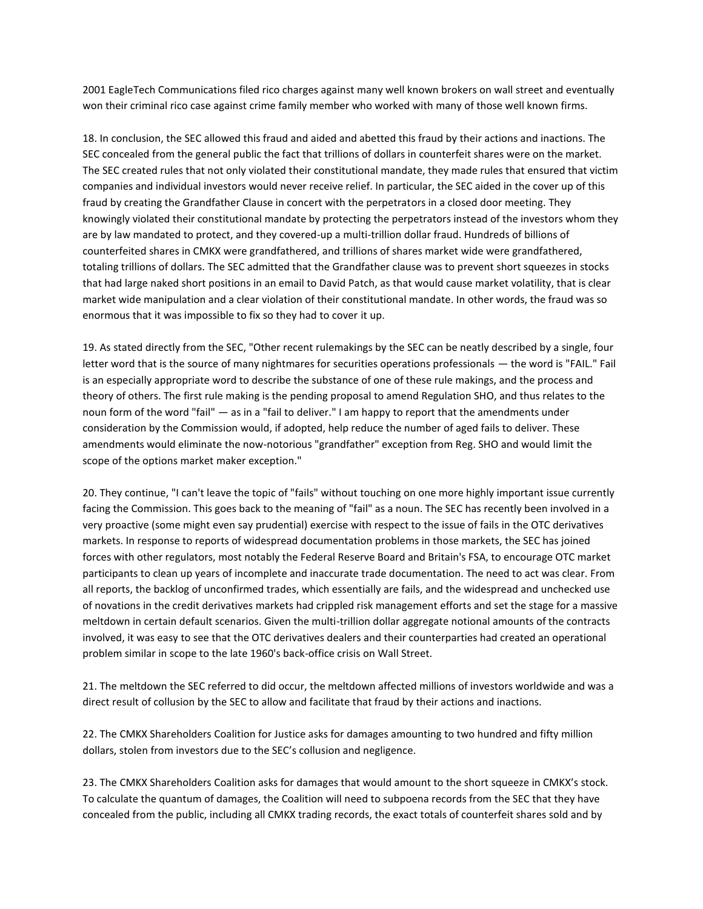2001 EagleTech Communications filed rico charges against many well known brokers on wall street and eventually won their criminal rico case against crime family member who worked with many of those well known firms.

18. In conclusion, the SEC allowed this fraud and aided and abetted this fraud by their actions and inactions. The SEC concealed from the general public the fact that trillions of dollars in counterfeit shares were on the market. The SEC created rules that not only violated their constitutional mandate, they made rules that ensured that victim companies and individual investors would never receive relief. In particular, the SEC aided in the cover up of this fraud by creating the Grandfather Clause in concert with the perpetrators in a closed door meeting. They knowingly violated their constitutional mandate by protecting the perpetrators instead of the investors whom they are by law mandated to protect, and they covered-up a multi-trillion dollar fraud. Hundreds of billions of counterfeited shares in CMKX were grandfathered, and trillions of shares market wide were grandfathered, totaling trillions of dollars. The SEC admitted that the Grandfather clause was to prevent short squeezes in stocks that had large naked short positions in an email to David Patch, as that would cause market volatility, that is clear market wide manipulation and a clear violation of their constitutional mandate. In other words, the fraud was so enormous that it was impossible to fix so they had to cover it up.

19. As stated directly from the SEC, "Other recent rulemakings by the SEC can be neatly described by a single, four letter word that is the source of many nightmares for securities operations professionals — the word is "FAIL." Fail is an especially appropriate word to describe the substance of one of these rule makings, and the process and theory of others. The first rule making is the pending proposal to amend Regulation SHO, and thus relates to the noun form of the word "fail" — as in a "fail to deliver." I am happy to report that the amendments under consideration by the Commission would, if adopted, help reduce the number of aged fails to deliver. These amendments would eliminate the now-notorious "grandfather" exception from Reg. SHO and would limit the scope of the options market maker exception."

20. They continue, "I can't leave the topic of "fails" without touching on one more highly important issue currently facing the Commission. This goes back to the meaning of "fail" as a noun. The SEC has recently been involved in a very proactive (some might even say prudential) exercise with respect to the issue of fails in the OTC derivatives markets. In response to reports of widespread documentation problems in those markets, the SEC has joined forces with other regulators, most notably the Federal Reserve Board and Britain's FSA, to encourage OTC market participants to clean up years of incomplete and inaccurate trade documentation. The need to act was clear. From all reports, the backlog of unconfirmed trades, which essentially are fails, and the widespread and unchecked use of novations in the credit derivatives markets had crippled risk management efforts and set the stage for a massive meltdown in certain default scenarios. Given the multi-trillion dollar aggregate notional amounts of the contracts involved, it was easy to see that the OTC derivatives dealers and their counterparties had created an operational problem similar in scope to the late 1960's back-office crisis on Wall Street.

21. The meltdown the SEC referred to did occur, the meltdown affected millions of investors worldwide and was a direct result of collusion by the SEC to allow and facilitate that fraud by their actions and inactions.

22. The CMKX Shareholders Coalition for Justice asks for damages amounting to two hundred and fifty million dollars, stolen from investors due to the SEC's collusion and negligence.

23. The CMKX Shareholders Coalition asks for damages that would amount to the short squeeze in CMKX's stock. To calculate the quantum of damages, the Coalition will need to subpoena records from the SEC that they have concealed from the public, including all CMKX trading records, the exact totals of counterfeit shares sold and by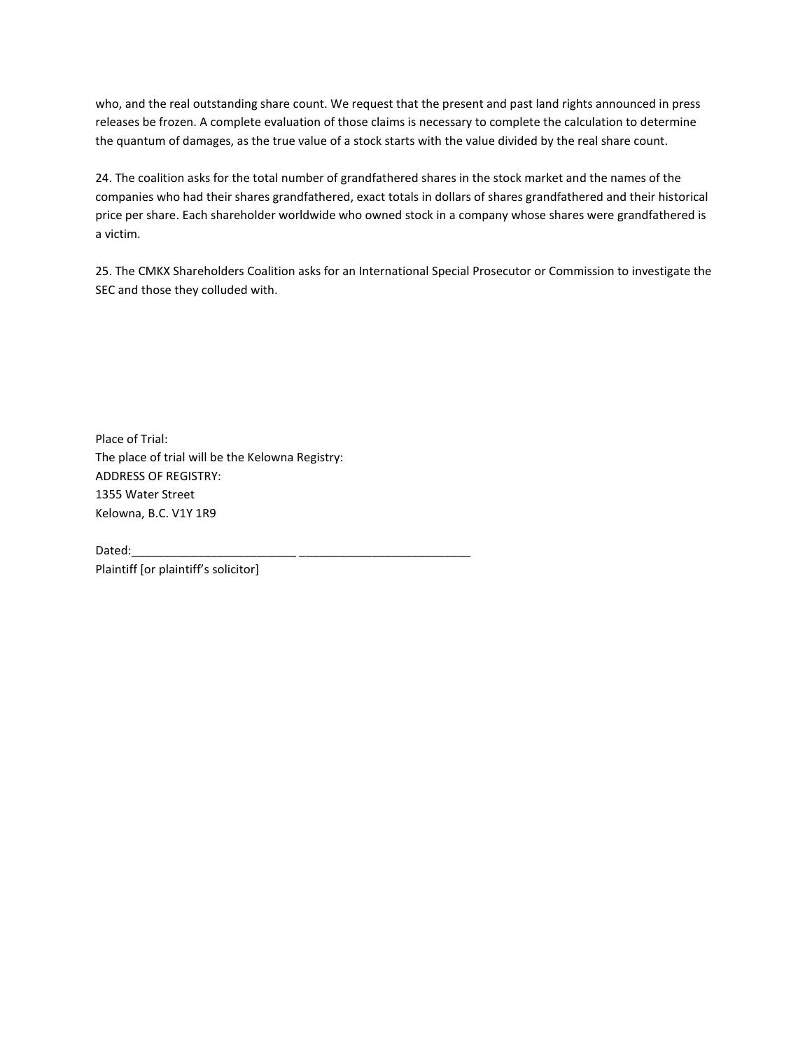who, and the real outstanding share count. We request that the present and past land rights announced in press releases be frozen. A complete evaluation of those claims is necessary to complete the calculation to determine the quantum of damages, as the true value of a stock starts with the value divided by the real share count.

24. The coalition asks for the total number of grandfathered shares in the stock market and the names of the companies who had their shares grandfathered, exact totals in dollars of shares grandfathered and their historical price per share. Each shareholder worldwide who owned stock in a company whose shares were grandfathered is a victim.

25. The CMKX Shareholders Coalition asks for an International Special Prosecutor or Commission to investigate the SEC and those they colluded with.

Place of Trial:
The place of trial will be the Kelowna Registry:
ADDRESS OF REGISTRY:
1355 Water Street
Kelowna, B.C. V1Y 1R9

Dated:_________________________ ___________________________
Plaintiff [or plaintiff's solicitor]